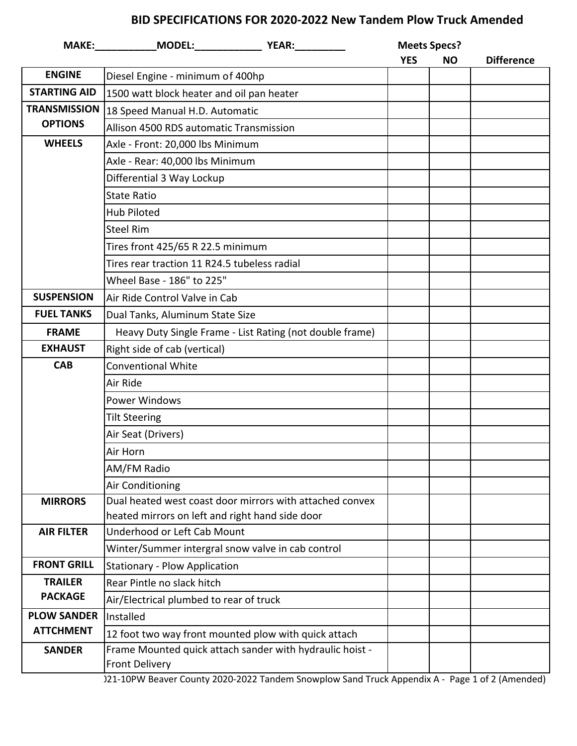# BID SPECIFICATIONS FOR 2020-2022 New Tandem Plow Truck Amended

**MAKE:**___________ **MODEL:**____________ **YEAR:**_________

| | | Meets Specs? YES | NO | Difference |
|---|---|---|---|---|
| **ENGINE** | Diesel Engine - minimum of 400hp | | | |
| **STARTING AID** | 1500 watt block heater and oil pan heater | | | |
| **TRANSMISSION OPTIONS** | 18 Speed Manual H.D. Automatic | | | |
| | Allison 4500 RDS automatic Transmission | | | |
| **WHEELS** | Axle - Front: 20,000 lbs Minimum | | | |
| | Axle - Rear: 40,000 lbs Minimum | | | |
| | Differential 3 Way Lockup | | | |
| | State Ratio | | | |
| | Hub Piloted | | | |
| | Steel Rim | | | |
| | Tires front 425/65 R 22.5 minimum | | | |
| | Tires rear traction 11 R24.5 tubeless radial | | | |
| | Wheel Base - 186" to 225" | | | |
| **SUSPENSION** | Air Ride Control Valve in Cab | | | |
| **FUEL TANKS** | Dual Tanks, Aluminum State Size | | | |
| **FRAME** | Heavy Duty Single Frame - List Rating (not double frame) | | | |
| **EXHAUST** | Right side of cab (vertical) | | | |
| **CAB** | Conventional White | | | |
| | Air Ride | | | |
| | Power Windows | | | |
| | Tilt Steering | | | |
| | Air Seat (Drivers) | | | |
| | Air Horn | | | |
| | AM/FM Radio | | | |
| | Air Conditioning | | | |
| **MIRRORS** | Dual heated west coast door mirrors with attached convex heated mirrors on left and right hand side door | | | |
| **AIR FILTER** | Underhood or Left Cab Mount | | | |
| | Winter/Summer intergral snow valve in cab control | | | |
| **FRONT GRILL** | Stationary - Plow Application | | | |
| **TRAILER PACKAGE** | Rear Pintle no slack hitch | | | |
| | Air/Electrical plumbed to rear of truck | | | |
| **PLOW SANDER ATTCHMENT** | Installed | | | |
| | 12 foot two way front mounted plow with quick attach | | | |
| **SANDER** | Frame Mounted quick attach sander with hydraulic hoist - Front Delivery | | | |

021-10PW Beaver County 2020-2022 Tandem Snowplow Sand Truck Appendix A - Page 1 of 2 (Amended)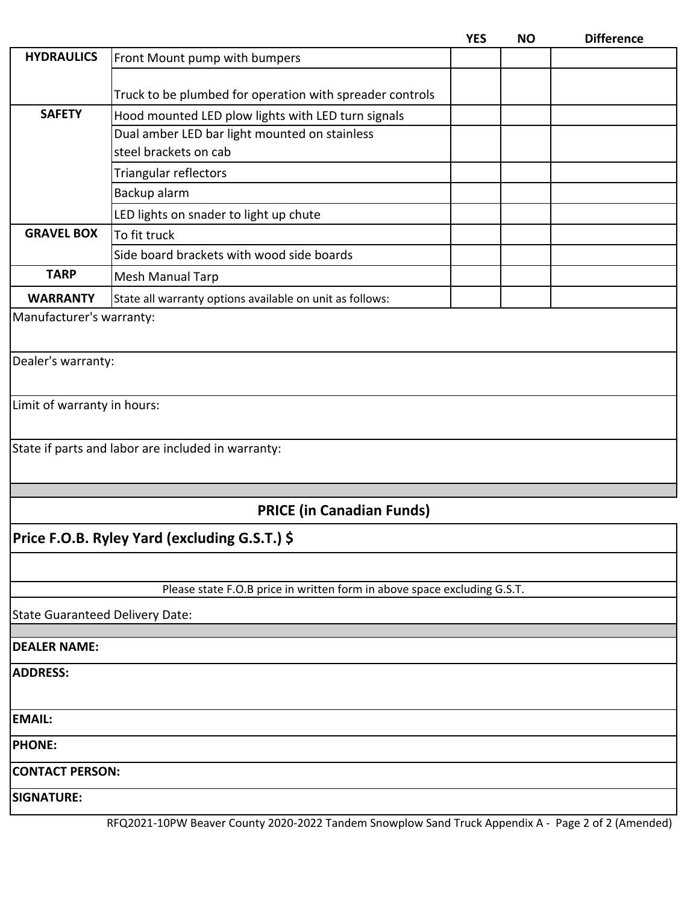| | | YES | NO | Difference |
|---|---|---|---|---|
| **HYDRAULICS** | Front Mount pump with bumpers | | | |
| | Truck to be plumbed for operation with spreader controls | | | |
| **SAFETY** | Hood mounted LED plow lights with LED turn signals | | | |
| | Dual amber LED bar light mounted on stainless steel brackets on cab | | | |
| | Triangular reflectors | | | |
| | Backup alarm | | | |
| | LED lights on snader to light up chute | | | |
| **GRAVEL BOX** | To fit truck | | | |
| | Side board brackets with wood side boards | | | |
| **TARP** | Mesh Manual Tarp | | | |
| **WARRANTY** | State all warranty options available on unit as follows: | | | |

Manufacturer's warranty:

Dealer's warranty:

Limit of warranty in hours:

State if parts and labor are included in warranty:

## PRICE (in Canadian Funds)

**Price F.O.B. Ryley Yard (excluding G.S.T.) $**

Please state F.O.B price in written form in above space excluding G.S.T.

State Guaranteed Delivery Date:

**DEALER NAME:**

**ADDRESS:**

**EMAIL:**

**PHONE:**

**CONTACT PERSON:**

**SIGNATURE:**

RFQ2021-10PW Beaver County 2020-2022 Tandem Snowplow Sand Truck Appendix A - Page 2 of 2 (Amended)